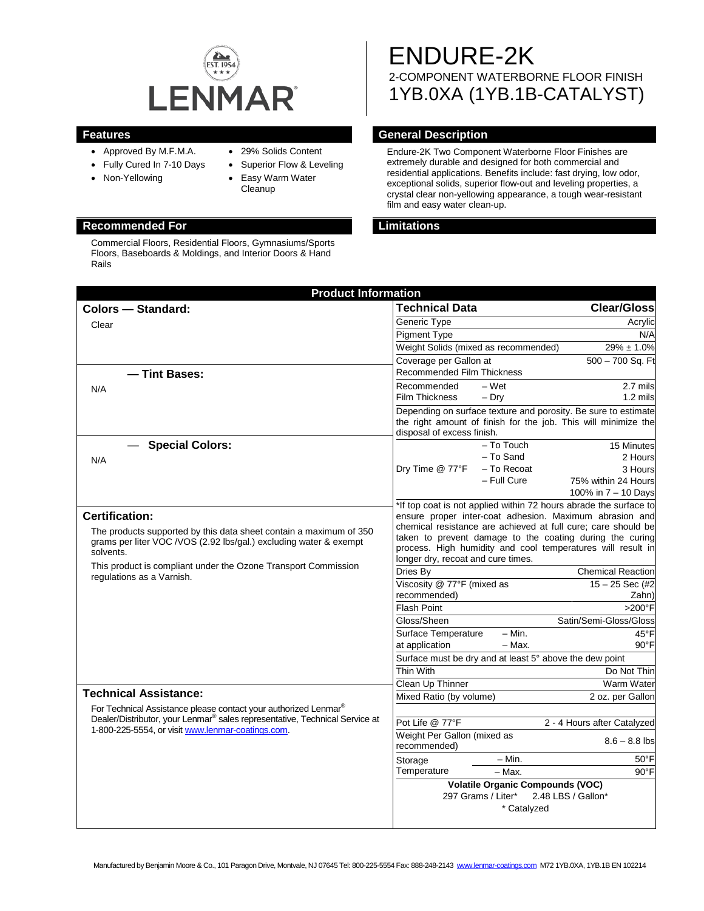LENMAR

EST. 1954

# ENDURE-2K

2-COMPONENT WATERBORNE FLOOR FINISH

1YB.0XA (1YB.1B-CATALYST)

## Features

- Approved By M.F.M.A.
- Fully Cured In 7-10 Days
- Non-Yellowing
- 29% Solids Content
- Superior Flow & Leveling
- Easy Warm Water Cleanup

## General Description

Endure-2K Two Component Waterborne Floor Finishes are extremely durable and designed for both commercial and residential applications. Benefits include: fast drying, low odor, exceptional solids, superior flow-out and leveling properties, a crystal clear non-yellowing appearance, a tough wear-resistant film and easy water clean-up.

## Recommended For

Commercial Floors, Residential Floors, Gymnasiums/Sports Floors, Baseboards & Moldings, and Interior Doors & Hand Rails

## Limitations

## Product Information

### Colors — Standard:

Clear

### — Tint Bases:

N/A

### — Special Colors:

N/A

### Certification:

The products supported by this data sheet contain a maximum of 350 grams per liter VOC /VOS (2.92 lbs/gal.) excluding water & exempt solvents.

This product is compliant under the Ozone Transport Commission regulations as a Varnish.

### Technical Assistance:

For Technical Assistance please contact your authorized Lenmar® Dealer/Distributor, your Lenmar® sales representative, Technical Service at 1-800-225-5554, or visit www.lenmar-coatings.com.

| Technical Data | | Clear/Gloss |
|---|---|---|
| Generic Type | | Acrylic |
| Pigment Type | | N/A |
| Weight Solids (mixed as recommended) | | 29% ± 1.0% |
| Coverage per Gallon at Recommended Film Thickness | | 500 – 700 Sq. Ft |
| Recommended Film Thickness | – Wet | 2.7 mils |
| | – Dry | 1.2 mils |
| Depending on surface texture and porosity. Be sure to estimate the right amount of finish for the job. This will minimize the disposal of excess finish. | | |
| Dry Time @ 77°F | – To Touch | 15 Minutes |
| | – To Sand | 2 Hours |
| | – To Recoat | 3 Hours |
| | – Full Cure | 75% within 24 Hours<br>100% in 7 – 10 Days |
| *If top coat is not applied within 72 hours abrade the surface to ensure proper inter-coat adhesion. Maximum abrasion and chemical resistance are achieved at full cure; care should be taken to prevent damage to the coating during the curing process. High humidity and cool temperatures will result in longer dry, recoat and cure times. | | |
| Dries By | | Chemical Reaction |
| Viscosity @ 77°F (mixed as recommended) | | 15 – 25 Sec (#2 Zahn) |
| Flash Point | | >200°F |
| Gloss/Sheen | | Satin/Semi-Gloss/Gloss |
| Surface Temperature at application | – Min. | 45°F |
| | – Max. | 90°F |
| Surface must be dry and at least 5° above the dew point | | |
| Thin With | | Do Not Thin |
| Clean Up Thinner | | Warm Water |
| Mixed Ratio (by volume) | | 2 oz. per Gallon |
| Pot Life @ 77°F | | 2 - 4 Hours after Catalyzed |
| Weight Per Gallon (mixed as recommended) | | 8.6 – 8.8 lbs |
| Storage Temperature | – Min. | 50°F |
| | – Max. | 90°F |

**Volatile Organic Compounds (VOC)**

297 Grams / Liter* 2.48 LBS / Gallon*

* Catalyzed

Manufactured by Benjamin Moore & Co., 101 Paragon Drive, Montvale, NJ 07645 Tel: 800-225-5554 Fax: 888-248-2143 www.lenmar-coatings.com M72 1YB.0XA, 1YB.1B EN 102214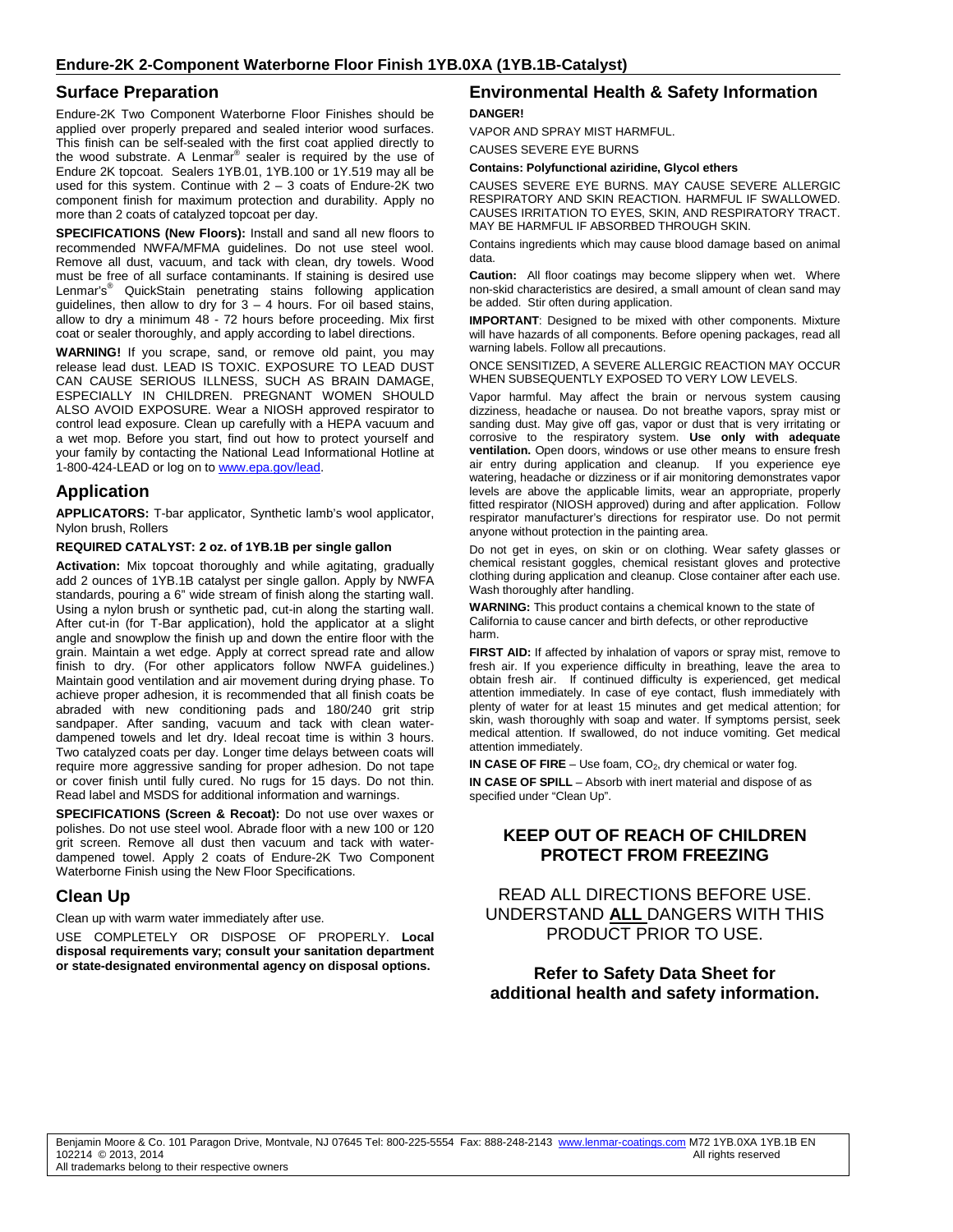## Endure-2K 2-Component Waterborne Floor Finish 1YB.0XA (1YB.1B-Catalyst)

## Surface Preparation

Endure-2K Two Component Waterborne Floor Finishes should be applied over properly prepared and sealed interior wood surfaces. This finish can be self-sealed with the first coat applied directly to the wood substrate. A Lenmar® sealer is required by the use of Endure 2K topcoat. Sealers 1YB.01, 1YB.100 or 1Y.519 may all be used for this system. Continue with 2 – 3 coats of Endure-2K two component finish for maximum protection and durability. Apply no more than 2 coats of catalyzed topcoat per day.

**SPECIFICATIONS (New Floors):** Install and sand all new floors to recommended NWFA/MFMA guidelines. Do not use steel wool. Remove all dust, vacuum, and tack with clean, dry towels. Wood must be free of all surface contaminants. If staining is desired use Lenmar's® QuickStain penetrating stains following application guidelines, then allow to dry for 3 – 4 hours. For oil based stains, allow to dry a minimum 48 - 72 hours before proceeding. Mix first coat or sealer thoroughly, and apply according to label directions.

**WARNING!** If you scrape, sand, or remove old paint, you may release lead dust. LEAD IS TOXIC. EXPOSURE TO LEAD DUST CAN CAUSE SERIOUS ILLNESS, SUCH AS BRAIN DAMAGE, ESPECIALLY IN CHILDREN. PREGNANT WOMEN SHOULD ALSO AVOID EXPOSURE. Wear a NIOSH approved respirator to control lead exposure. Clean up carefully with a HEPA vacuum and a wet mop. Before you start, find out how to protect yourself and your family by contacting the National Lead Informational Hotline at 1-800-424-LEAD or log on to www.epa.gov/lead.

## Application

**APPLICATORS:** T-bar applicator, Synthetic lamb's wool applicator, Nylon brush, Rollers

**REQUIRED CATALYST: 2 oz. of 1YB.1B per single gallon**

**Activation:** Mix topcoat thoroughly and while agitating, gradually add 2 ounces of 1YB.1B catalyst per single gallon. Apply by NWFA standards, pouring a 6" wide stream of finish along the starting wall. Using a nylon brush or synthetic pad, cut-in along the starting wall. After cut-in (for T-Bar application), hold the applicator at a slight angle and snowplow the finish up and down the entire floor with the grain. Maintain a wet edge. Apply at correct spread rate and allow finish to dry. (For other applicators follow NWFA guidelines.) Maintain good ventilation and air movement during drying phase. To achieve proper adhesion, it is recommended that all finish coats be abraded with new conditioning pads and 180/240 grit strip sandpaper. After sanding, vacuum and tack with clean water-dampened towels and let dry. Ideal recoat time is within 3 hours. Two catalyzed coats per day. Longer time delays between coats will require more aggressive sanding for proper adhesion. Do not tape or cover finish until fully cured. No rugs for 15 days. Do not thin. Read label and MSDS for additional information and warnings.

**SPECIFICATIONS (Screen & Recoat):** Do not use over waxes or polishes. Do not use steel wool. Abrade floor with a new 100 or 120 grit screen. Remove all dust then vacuum and tack with water-dampened towel. Apply 2 coats of Endure-2K Two Component Waterborne Finish using the New Floor Specifications.

## Clean Up

Clean up with warm water immediately after use.

USE COMPLETELY OR DISPOSE OF PROPERLY. **Local disposal requirements vary; consult your sanitation department or state-designated environmental agency on disposal options.**

## Environmental Health & Safety Information

**DANGER!**

VAPOR AND SPRAY MIST HARMFUL.

CAUSES SEVERE EYE BURNS

**Contains: Polyfunctional aziridine, Glycol ethers**

CAUSES SEVERE EYE BURNS. MAY CAUSE SEVERE ALLERGIC RESPIRATORY AND SKIN REACTION. HARMFUL IF SWALLOWED. CAUSES IRRITATION TO EYES, SKIN, AND RESPIRATORY TRACT. MAY BE HARMFUL IF ABSORBED THROUGH SKIN.

Contains ingredients which may cause blood damage based on animal data.

**Caution:** All floor coatings may become slippery when wet. Where non-skid characteristics are desired, a small amount of clean sand may be added. Stir often during application.

**IMPORTANT**: Designed to be mixed with other components. Mixture will have hazards of all components. Before opening packages, read all warning labels. Follow all precautions.

ONCE SENSITIZED, A SEVERE ALLERGIC REACTION MAY OCCUR WHEN SUBSEQUENTLY EXPOSED TO VERY LOW LEVELS.

Vapor harmful. May affect the brain or nervous system causing dizziness, headache or nausea. Do not breathe vapors, spray mist or sanding dust. May give off gas, vapor or dust that is very irritating or corrosive to the respiratory system. **Use only with adequate ventilation.** Open doors, windows or use other means to ensure fresh air entry during application and cleanup. If you experience eye watering, headache or dizziness or if air monitoring demonstrates vapor levels are above the applicable limits, wear an appropriate, properly fitted respirator (NIOSH approved) during and after application. Follow respirator manufacturer's directions for respirator use. Do not permit anyone without protection in the painting area.

Do not get in eyes, on skin or on clothing. Wear safety glasses or chemical resistant goggles, chemical resistant gloves and protective clothing during application and cleanup. Close container after each use. Wash thoroughly after handling.

**WARNING:** This product contains a chemical known to the state of California to cause cancer and birth defects, or other reproductive harm.

**FIRST AID:** If affected by inhalation of vapors or spray mist, remove to fresh air. If you experience difficulty in breathing, leave the area to obtain fresh air. If continued difficulty is experienced, get medical attention immediately. In case of eye contact, flush immediately with plenty of water for at least 15 minutes and get medical attention; for skin, wash thoroughly with soap and water. If symptoms persist, seek medical attention. If swallowed, do not induce vomiting. Get medical attention immediately.

**IN CASE OF FIRE** – Use foam, $CO_2$, dry chemical or water fog.

**IN CASE OF SPILL** – Absorb with inert material and dispose of as specified under "Clean Up".

**KEEP OUT OF REACH OF CHILDREN**
**PROTECT FROM FREEZING**

READ ALL DIRECTIONS BEFORE USE. UNDERSTAND **ALL** DANGERS WITH THIS PRODUCT PRIOR TO USE.

**Refer to Safety Data Sheet for additional health and safety information.**

Benjamin Moore & Co. 101 Paragon Drive, Montvale, NJ 07645 Tel: 800-225-5554 Fax: 888-248-2143 www.lenmar-coatings.com M72 1YB.0XA 1YB.1B EN 102214 © 2013, 2014 All rights reserved
All trademarks belong to their respective owners